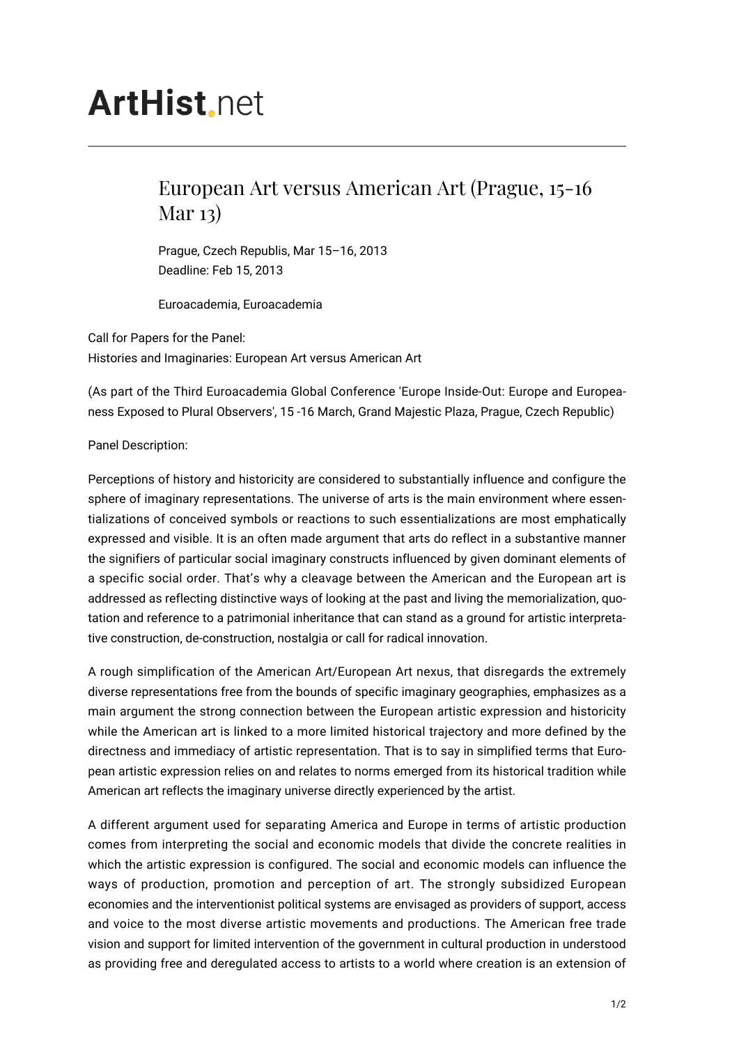# ArtHist.net

## European Art versus American Art (Prague, 15-16 Mar 13)

Prague, Czech Republis, Mar 15–16, 2013
Deadline: Feb 15, 2013

Euroacademia, Euroacademia

Call for Papers for the Panel:
Histories and Imaginaries: European Art versus American Art

(As part of the Third Euroacademia Global Conference 'Europe Inside-Out: Europe and Europeaness Exposed to Plural Observers', 15 -16 March, Grand Majestic Plaza, Prague, Czech Republic)

Panel Description:

Perceptions of history and historicity are considered to substantially influence and configure the sphere of imaginary representations. The universe of arts is the main environment where essentializations of conceived symbols or reactions to such essentializations are most emphatically expressed and visible. It is an often made argument that arts do reflect in a substantive manner the signifiers of particular social imaginary constructs influenced by given dominant elements of a specific social order. That's why a cleavage between the American and the European art is addressed as reflecting distinctive ways of looking at the past and living the memorialization, quotation and reference to a patrimonial inheritance that can stand as a ground for artistic interpretative construction, de-construction, nostalgia or call for radical innovation.

A rough simplification of the American Art/European Art nexus, that disregards the extremely diverse representations free from the bounds of specific imaginary geographies, emphasizes as a main argument the strong connection between the European artistic expression and historicity while the American art is linked to a more limited historical trajectory and more defined by the directness and immediacy of artistic representation. That is to say in simplified terms that European artistic expression relies on and relates to norms emerged from its historical tradition while American art reflects the imaginary universe directly experienced by the artist.

A different argument used for separating America and Europe in terms of artistic production comes from interpreting the social and economic models that divide the concrete realities in which the artistic expression is configured. The social and economic models can influence the ways of production, promotion and perception of art. The strongly subsidized European economies and the interventionist political systems are envisaged as providers of support, access and voice to the most diverse artistic movements and productions. The American free trade vision and support for limited intervention of the government in cultural production in understood as providing free and deregulated access to artists to a world where creation is an extension of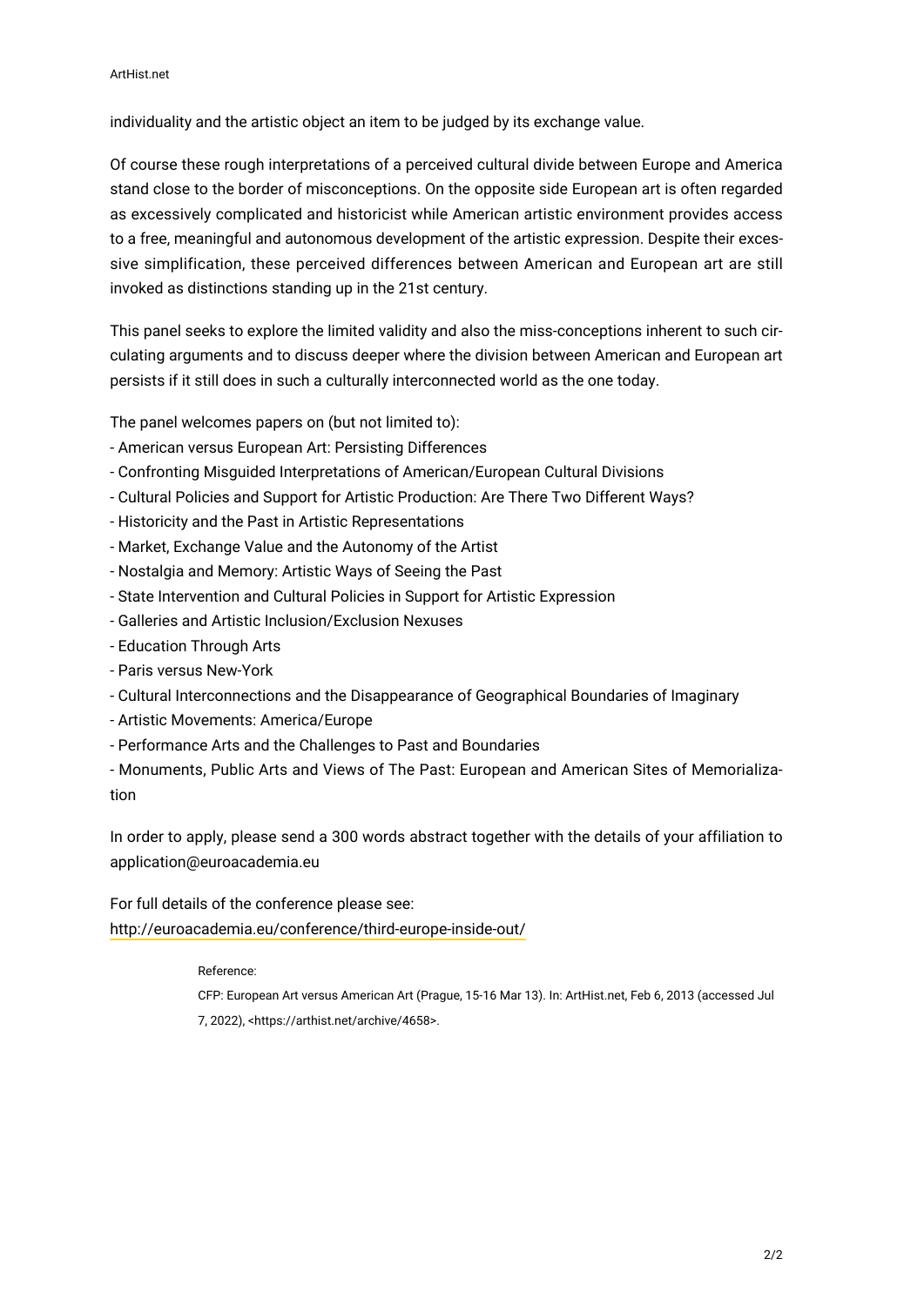individuality and the artistic object an item to be judged by its exchange value.

Of course these rough interpretations of a perceived cultural divide between Europe and America stand close to the border of misconceptions. On the opposite side European art is often regarded as excessively complicated and historicist while American artistic environment provides access to a free, meaningful and autonomous development of the artistic expression. Despite their excessive simplification, these perceived differences between American and European art are still invoked as distinctions standing up in the 21st century.

This panel seeks to explore the limited validity and also the miss-conceptions inherent to such circulating arguments and to discuss deeper where the division between American and European art persists if it still does in such a culturally interconnected world as the one today.

The panel welcomes papers on (but not limited to):

- American versus European Art: Persisting Differences
- Confronting Misguided Interpretations of American/European Cultural Divisions
- Cultural Policies and Support for Artistic Production: Are There Two Different Ways?
- Historicity and the Past in Artistic Representations
- Market, Exchange Value and the Autonomy of the Artist
- Nostalgia and Memory: Artistic Ways of Seeing the Past
- State Intervention and Cultural Policies in Support for Artistic Expression
- Galleries and Artistic Inclusion/Exclusion Nexuses
- Education Through Arts
- Paris versus New-York
- Cultural Interconnections and the Disappearance of Geographical Boundaries of Imaginary
- Artistic Movements: America/Europe
- Performance Arts and the Challenges to Past and Boundaries
- Monuments, Public Arts and Views of The Past: European and American Sites of Memorialization

In order to apply, please send a 300 words abstract together with the details of your affiliation to application@euroacademia.eu

For full details of the conference please see:
http://euroacademia.eu/conference/third-europe-inside-out/

Reference:

CFP: European Art versus American Art (Prague, 15-16 Mar 13). In: ArtHist.net, Feb 6, 2013 (accessed Jul 7, 2022), <https://arthist.net/archive/4658>.